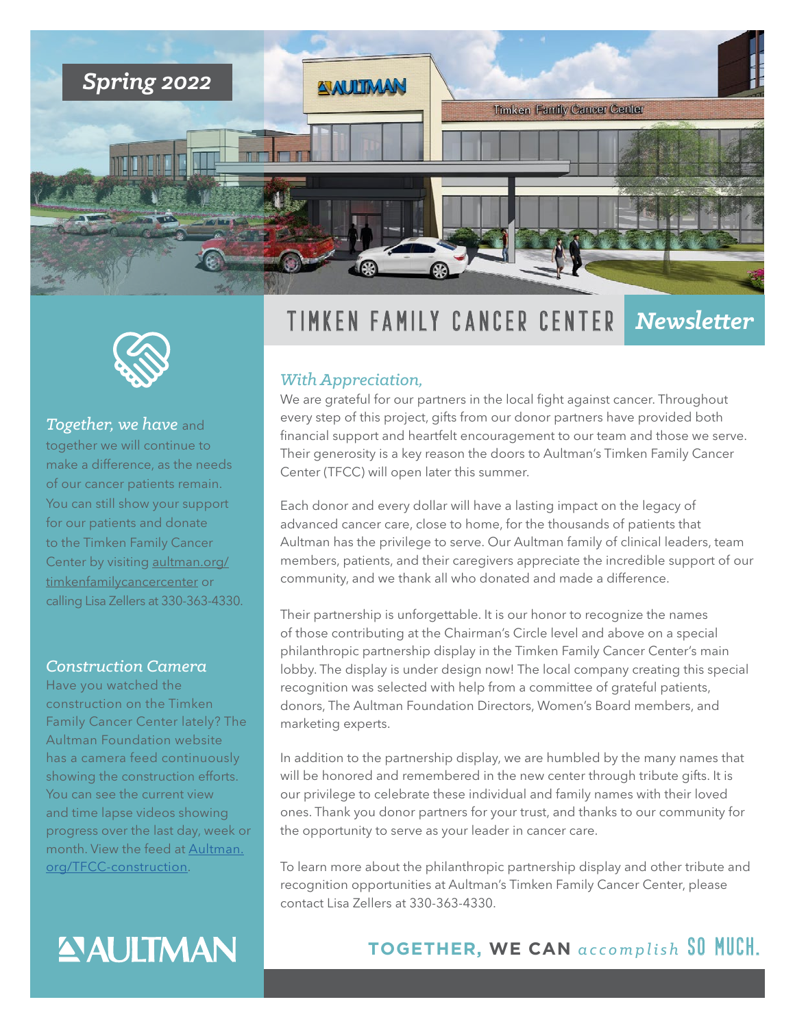*Spring 2022*

# TIMKEN FAMILY CANCER CENTER *Newsletter*

## *With Appreciation,*

We are grateful for our partners in the local fight against cancer. Throughout every step of this project, gifts from our donor partners have provided both financial support and heartfelt encouragement to our team and those we serve. Their generosity is a key reason the doors to Aultman's Timken Family Cancer Center (TFCC) will open later this summer.

Each donor and every dollar will have a lasting impact on the legacy of advanced cancer care, close to home, for the thousands of patients that Aultman has the privilege to serve. Our Aultman family of clinical leaders, team members, patients, and their caregivers appreciate the incredible support of our community, and we thank all who donated and made a difference.

Their partnership is unforgettable. It is our honor to recognize the names of those contributing at the Chairman's Circle level and above on a special philanthropic partnership display in the Timken Family Cancer Center's main lobby. The display is under design now! The local company creating this special recognition was selected with help from a committee of grateful patients, donors, The Aultman Foundation Directors, Women's Board members, and marketing experts.

In addition to the partnership display, we are humbled by the many names that will be honored and remembered in the new center through tribute gifts. It is our privilege to celebrate these individual and family names with their loved ones. Thank you donor partners for your trust, and thanks to our community for the opportunity to serve as your leader in cancer care.

To learn more about the philanthropic partnership display and other tribute and recognition opportunities at Aultman's Timken Family Cancer Center, please contact Lisa Zellers at 330-363-4330.

*Together, we have* and together we will continue to make a difference, as the needs of our cancer patients remain. You can still show your support for our patients and donate to the Timken Family Cancer Center by visiting aultman.org/timkenfamilycancercenter or calling Lisa Zellers at 330-363-4330.

### *Construction Camera*

Have you watched the construction on the Timken Family Cancer Center lately? The Aultman Foundation website has a camera feed continuously showing the construction efforts. You can see the current view and time lapse videos showing progress over the last day, week or month. View the feed at Aultman.org/TFCC-construction.

AULTMAN

**TOGETHER, WE CAN** *accomplish* **SO MUCH.**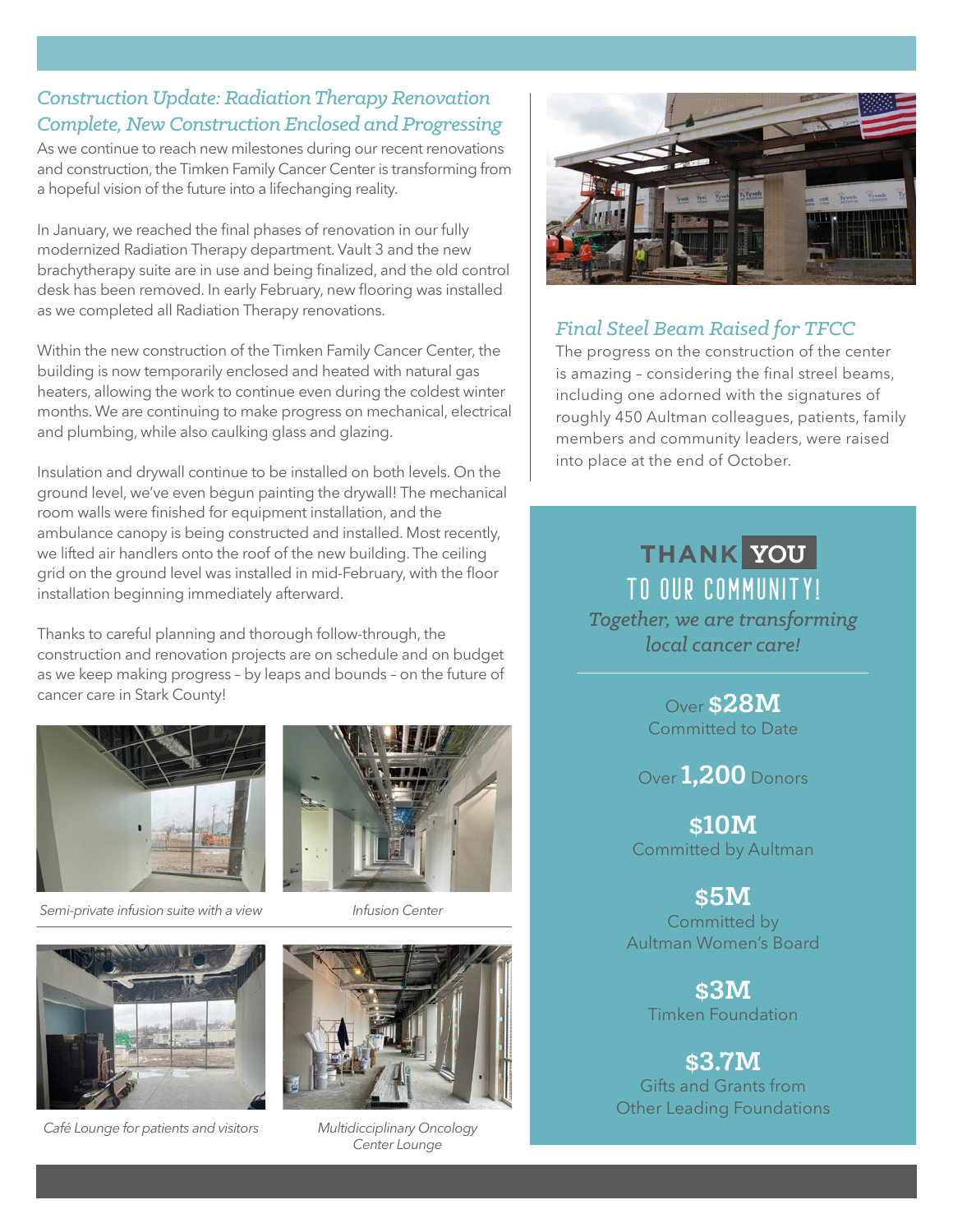## *Construction Update: Radiation Therapy Renovation Complete, New Construction Enclosed and Progressing*

As we continue to reach new milestones during our recent renovations and construction, the Timken Family Cancer Center is transforming from a hopeful vision of the future into a lifechanging reality.

In January, we reached the final phases of renovation in our fully modernized Radiation Therapy department. Vault 3 and the new brachytherapy suite are in use and being finalized, and the old control desk has been removed. In early February, new flooring was installed as we completed all Radiation Therapy renovations.

Within the new construction of the Timken Family Cancer Center, the building is now temporarily enclosed and heated with natural gas heaters, allowing the work to continue even during the coldest winter months. We are continuing to make progress on mechanical, electrical and plumbing, while also caulking glass and glazing.

Insulation and drywall continue to be installed on both levels. On the ground level, we've even begun painting the drywall! The mechanical room walls were finished for equipment installation, and the ambulance canopy is being constructed and installed. Most recently, we lifted air handlers onto the roof of the new building. The ceiling grid on the ground level was installed in mid-February, with the floor installation beginning immediately afterward.

Thanks to careful planning and thorough follow-through, the construction and renovation projects are on schedule and on budget as we keep making progress – by leaps and bounds – on the future of cancer care in Stark County!

*Semi-private infusion suite with a view*

*Infusion Center*

*Café Lounge for patients and visitors*

*Multidicciplinary Oncology Center Lounge*

## *Final Steel Beam Raised for TFCC*

The progress on the construction of the center is amazing – considering the final streel beams, including one adorned with the signatures of roughly 450 Aultman colleagues, patients, family members and community leaders, were raised into place at the end of October.

## THANK YOU TO OUR COMMUNITY!

*Together, we are transforming local cancer care!*

Over **$28M**
Committed to Date

Over **1,200** Donors

**$10M**
Committed by Aultman

**$5M**
Committed by Aultman Women's Board

**$3M**
Timken Foundation

**$3.7M**
Gifts and Grants from Other Leading Foundations